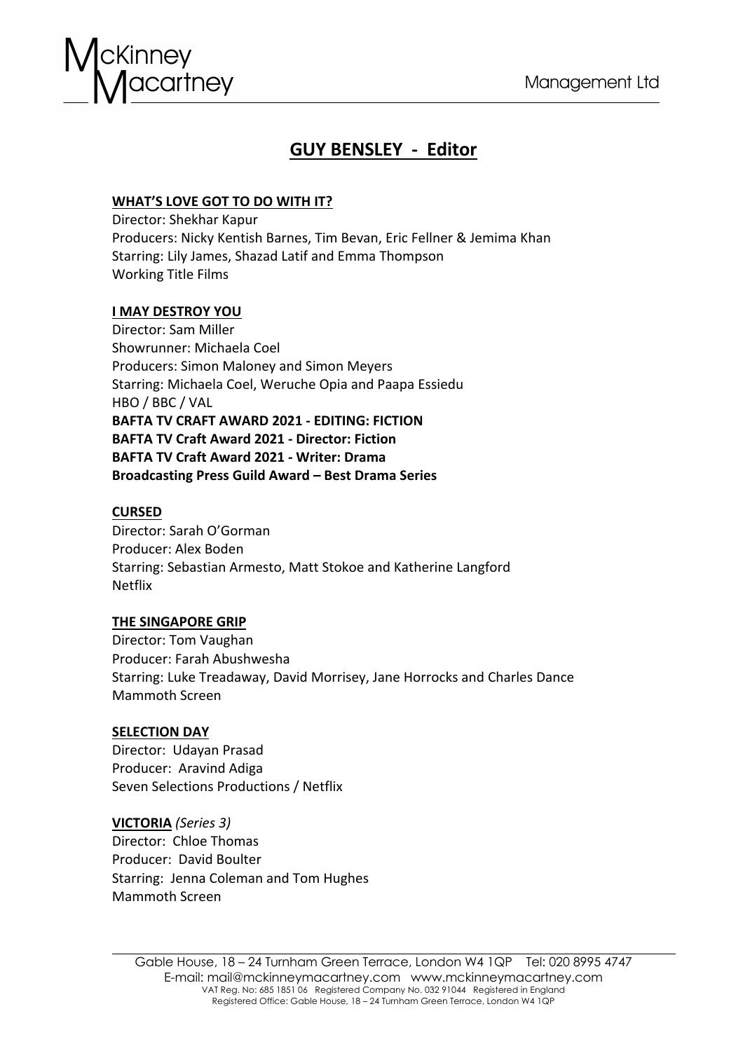# GUY BENSLEY - Editor

**WHAT'S LOVE GOT TO DO WITH IT?**
Director: Shekhar Kapur
Producers: Nicky Kentish Barnes, Tim Bevan, Eric Fellner & Jemima Khan
Starring: Lily James, Shazad Latif and Emma Thompson
Working Title Films

**I MAY DESTROY YOU**
Director: Sam Miller
Showrunner: Michaela Coel
Producers: Simon Maloney and Simon Meyers
Starring: Michaela Coel, Weruche Opia and Paapa Essiedu
HBO / BBC / VAL
**BAFTA TV CRAFT AWARD 2021 - EDITING: FICTION**
**BAFTA TV Craft Award 2021 - Director: Fiction**
**BAFTA TV Craft Award 2021 - Writer: Drama**
**Broadcasting Press Guild Award – Best Drama Series**

**CURSED**
Director: Sarah O'Gorman
Producer: Alex Boden
Starring: Sebastian Armesto, Matt Stokoe and Katherine Langford
Netflix

**THE SINGAPORE GRIP**
Director: Tom Vaughan
Producer: Farah Abushwesha
Starring: Luke Treadaway, David Morrisey, Jane Horrocks and Charles Dance
Mammoth Screen

**SELECTION DAY**
Director: Udayan Prasad
Producer: Aravind Adiga
Seven Selections Productions / Netflix

**VICTORIA** *(Series 3)*
Director: Chloe Thomas
Producer: David Boulter
Starring: Jenna Coleman and Tom Hughes
Mammoth Screen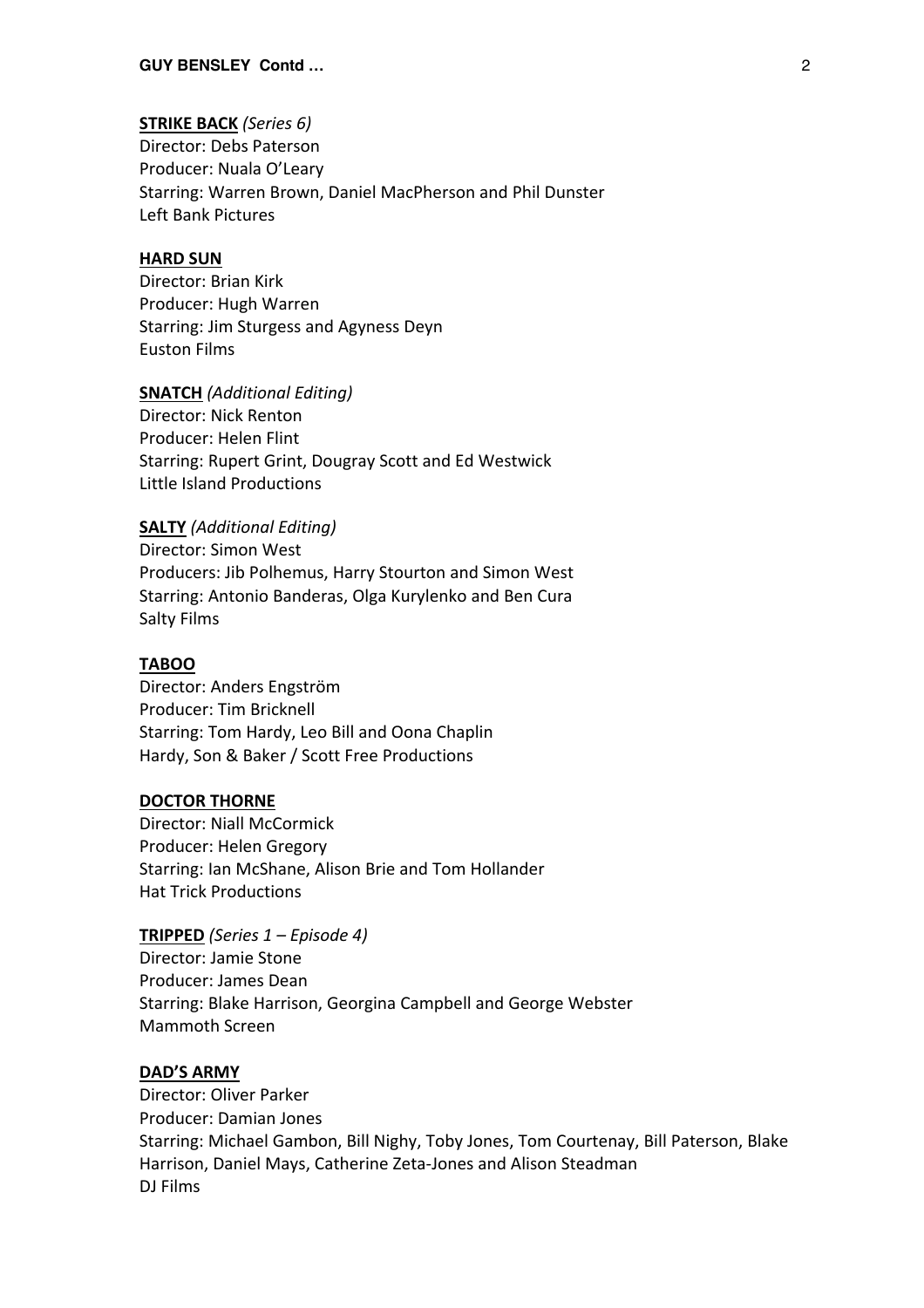**STRIKE BACK** *(Series 6)*
Director: Debs Paterson
Producer: Nuala O'Leary
Starring: Warren Brown, Daniel MacPherson and Phil Dunster
Left Bank Pictures

**HARD SUN**
Director: Brian Kirk
Producer: Hugh Warren
Starring: Jim Sturgess and Agyness Deyn
Euston Films

**SNATCH** *(Additional Editing)*
Director: Nick Renton
Producer: Helen Flint
Starring: Rupert Grint, Dougray Scott and Ed Westwick
Little Island Productions

**SALTY** *(Additional Editing)*
Director: Simon West
Producers: Jib Polhemus, Harry Stourton and Simon West
Starring: Antonio Banderas, Olga Kurylenko and Ben Cura
Salty Films

**TABOO**
Director: Anders Engström
Producer: Tim Bricknell
Starring: Tom Hardy, Leo Bill and Oona Chaplin
Hardy, Son & Baker / Scott Free Productions

**DOCTOR THORNE**
Director: Niall McCormick
Producer: Helen Gregory
Starring: Ian McShane, Alison Brie and Tom Hollander
Hat Trick Productions

**TRIPPED** *(Series 1 – Episode 4)*
Director: Jamie Stone
Producer: James Dean
Starring: Blake Harrison, Georgina Campbell and George Webster
Mammoth Screen

**DAD'S ARMY**
Director: Oliver Parker
Producer: Damian Jones
Starring: Michael Gambon, Bill Nighy, Toby Jones, Tom Courtenay, Bill Paterson, Blake Harrison, Daniel Mays, Catherine Zeta-Jones and Alison Steadman
DJ Films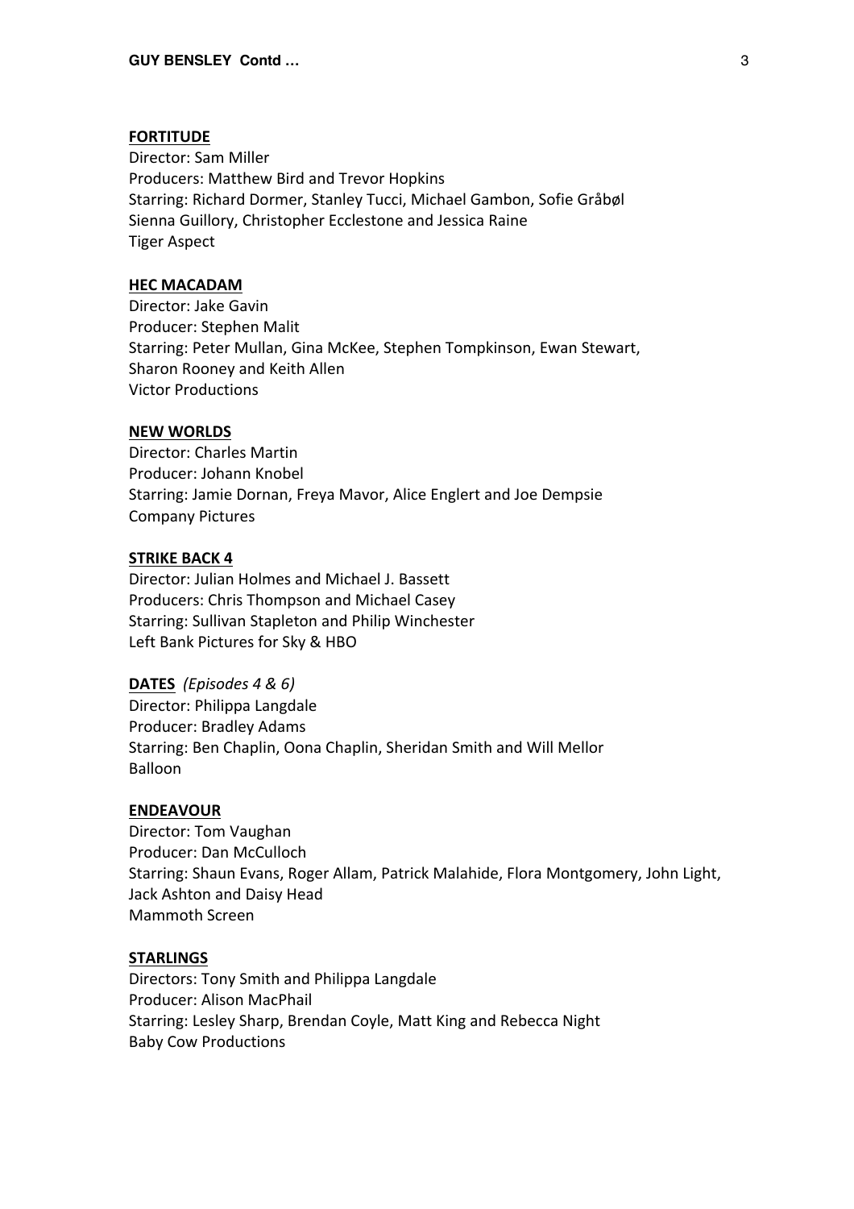**FORTITUDE**
Director: Sam Miller
Producers: Matthew Bird and Trevor Hopkins
Starring: Richard Dormer, Stanley Tucci, Michael Gambon, Sofie Gråbøl
Sienna Guillory, Christopher Ecclestone and Jessica Raine
Tiger Aspect

**HEC MACADAM**
Director: Jake Gavin
Producer: Stephen Malit
Starring: Peter Mullan, Gina McKee, Stephen Tompkinson, Ewan Stewart,
Sharon Rooney and Keith Allen
Victor Productions

**NEW WORLDS**
Director: Charles Martin
Producer: Johann Knobel
Starring: Jamie Dornan, Freya Mavor, Alice Englert and Joe Dempsie
Company Pictures

**STRIKE BACK 4**
Director: Julian Holmes and Michael J. Bassett
Producers: Chris Thompson and Michael Casey
Starring: Sullivan Stapleton and Philip Winchester
Left Bank Pictures for Sky & HBO

**DATES** *(Episodes 4 & 6)*
Director: Philippa Langdale
Producer: Bradley Adams
Starring: Ben Chaplin, Oona Chaplin, Sheridan Smith and Will Mellor
Balloon

**ENDEAVOUR**
Director: Tom Vaughan
Producer: Dan McCulloch
Starring: Shaun Evans, Roger Allam, Patrick Malahide, Flora Montgomery, John Light,
Jack Ashton and Daisy Head
Mammoth Screen

**STARLINGS**
Directors: Tony Smith and Philippa Langdale
Producer: Alison MacPhail
Starring: Lesley Sharp, Brendan Coyle, Matt King and Rebecca Night
Baby Cow Productions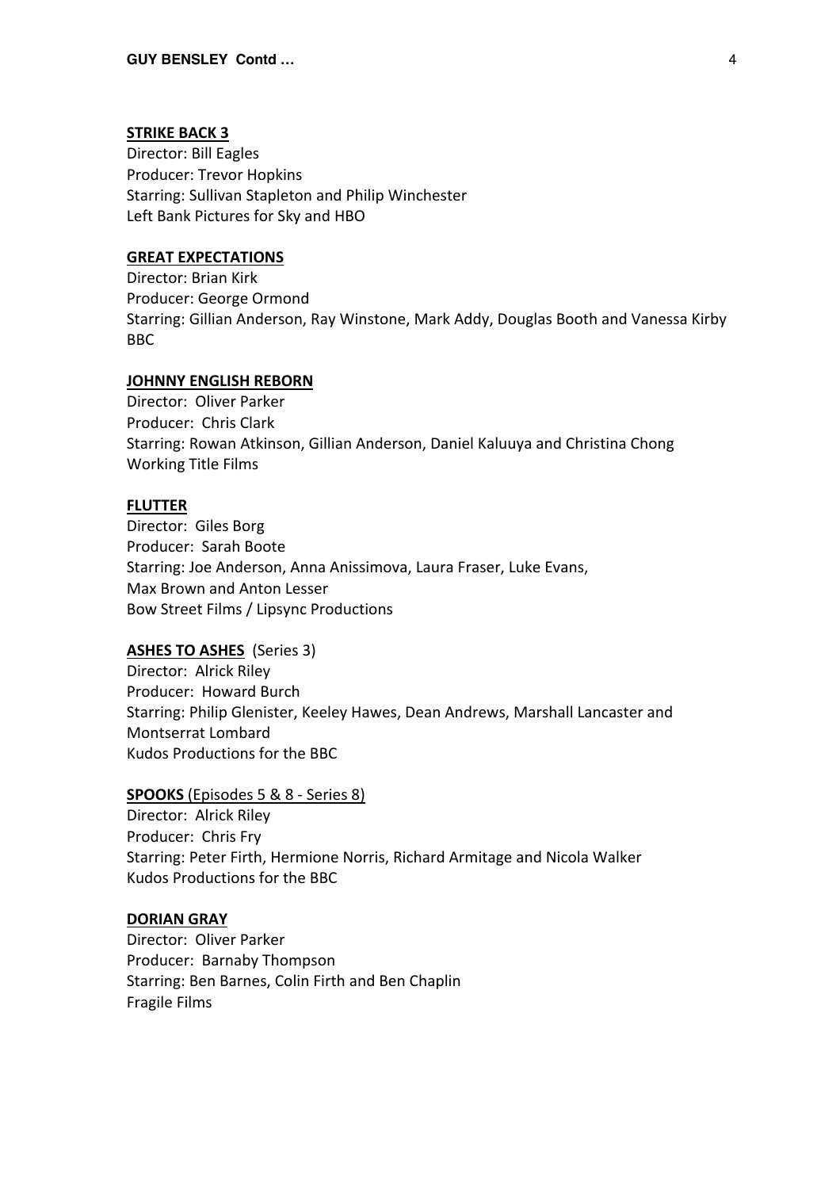**STRIKE BACK 3**
Director: Bill Eagles
Producer: Trevor Hopkins
Starring: Sullivan Stapleton and Philip Winchester
Left Bank Pictures for Sky and HBO

**GREAT EXPECTATIONS**
Director: Brian Kirk
Producer: George Ormond
Starring: Gillian Anderson, Ray Winstone, Mark Addy, Douglas Booth and Vanessa Kirby
BBC

**JOHNNY ENGLISH REBORN**
Director: Oliver Parker
Producer: Chris Clark
Starring: Rowan Atkinson, Gillian Anderson, Daniel Kaluuya and Christina Chong
Working Title Films

**FLUTTER**
Director: Giles Borg
Producer: Sarah Boote
Starring: Joe Anderson, Anna Anissimova, Laura Fraser, Luke Evans,
Max Brown and Anton Lesser
Bow Street Films / Lipsync Productions

**ASHES TO ASHES** (Series 3)
Director: Alrick Riley
Producer: Howard Burch
Starring: Philip Glenister, Keeley Hawes, Dean Andrews, Marshall Lancaster and
Montserrat Lombard
Kudos Productions for the BBC

**SPOOKS** (Episodes 5 & 8 - Series 8)
Director: Alrick Riley
Producer: Chris Fry
Starring: Peter Firth, Hermione Norris, Richard Armitage and Nicola Walker
Kudos Productions for the BBC

**DORIAN GRAY**
Director: Oliver Parker
Producer: Barnaby Thompson
Starring: Ben Barnes, Colin Firth and Ben Chaplin
Fragile Films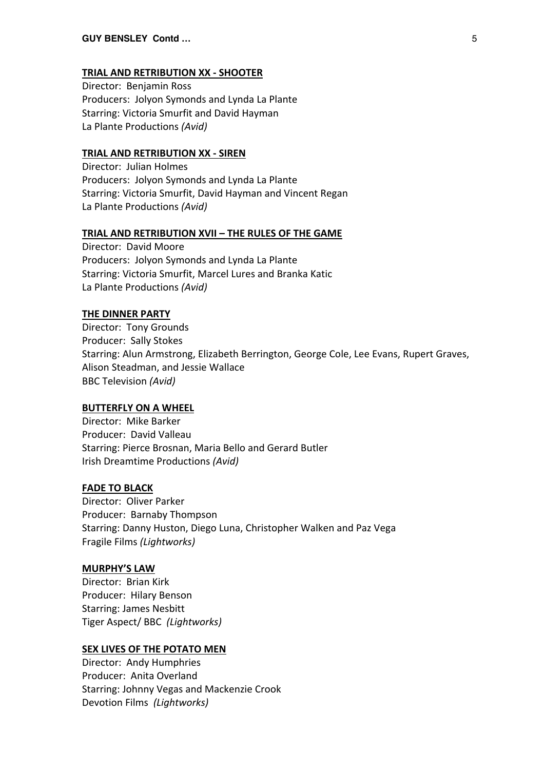**TRIAL AND RETRIBUTION XX - SHOOTER**
Director: Benjamin Ross
Producers: Jolyon Symonds and Lynda La Plante
Starring: Victoria Smurfit and David Hayman
La Plante Productions *(Avid)*

**TRIAL AND RETRIBUTION XX - SIREN**
Director: Julian Holmes
Producers: Jolyon Symonds and Lynda La Plante
Starring: Victoria Smurfit, David Hayman and Vincent Regan
La Plante Productions *(Avid)*

**TRIAL AND RETRIBUTION XVII – THE RULES OF THE GAME**
Director: David Moore
Producers: Jolyon Symonds and Lynda La Plante
Starring: Victoria Smurfit, Marcel Lures and Branka Katic
La Plante Productions *(Avid)*

**THE DINNER PARTY**
Director: Tony Grounds
Producer: Sally Stokes
Starring: Alun Armstrong, Elizabeth Berrington, George Cole, Lee Evans, Rupert Graves, Alison Steadman, and Jessie Wallace
BBC Television *(Avid)*

**BUTTERFLY ON A WHEEL**
Director: Mike Barker
Producer: David Valleau
Starring: Pierce Brosnan, Maria Bello and Gerard Butler
Irish Dreamtime Productions *(Avid)*

**FADE TO BLACK**
Director: Oliver Parker
Producer: Barnaby Thompson
Starring: Danny Huston, Diego Luna, Christopher Walken and Paz Vega
Fragile Films *(Lightworks)*

**MURPHY'S LAW**
Director: Brian Kirk
Producer: Hilary Benson
Starring: James Nesbitt
Tiger Aspect/ BBC *(Lightworks)*

**SEX LIVES OF THE POTATO MEN**
Director: Andy Humphries
Producer: Anita Overland
Starring: Johnny Vegas and Mackenzie Crook
Devotion Films *(Lightworks)*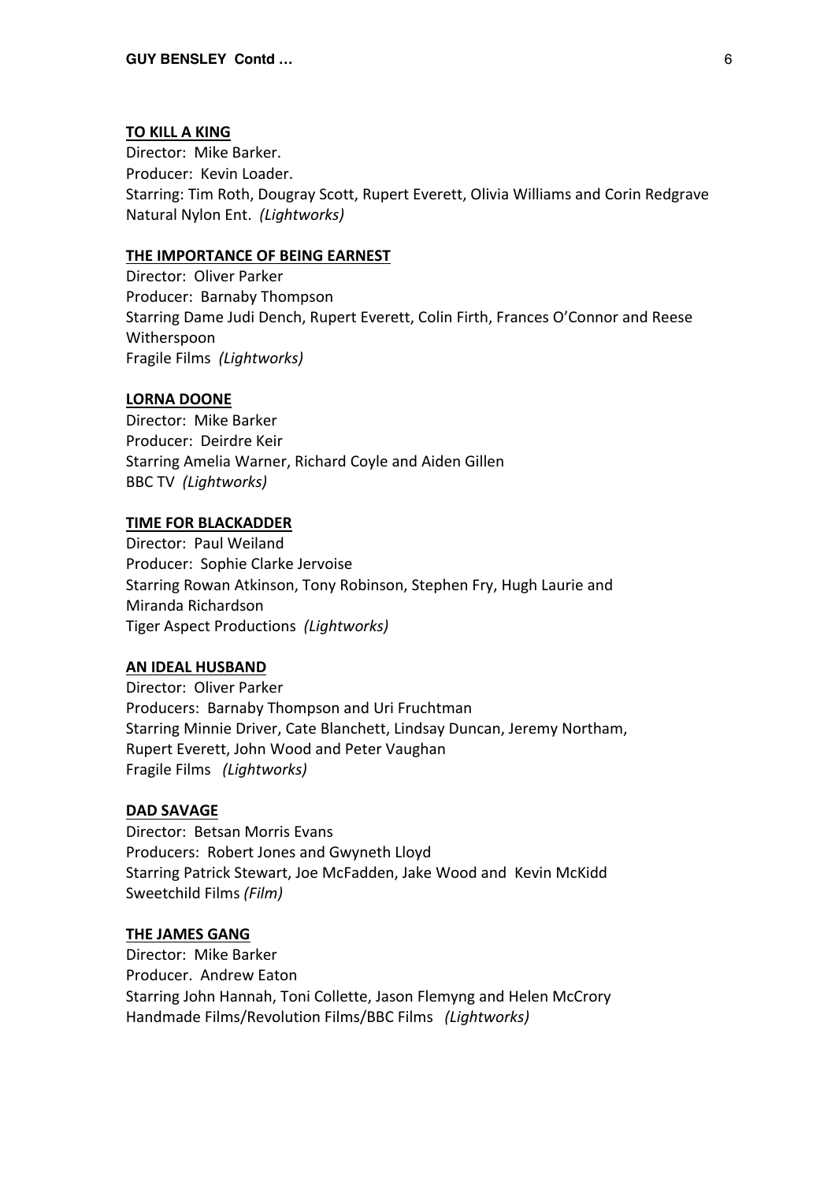**TO KILL A KING**
Director: Mike Barker.
Producer: Kevin Loader.
Starring: Tim Roth, Dougray Scott, Rupert Everett, Olivia Williams and Corin Redgrave
Natural Nylon Ent. *(Lightworks)*

**THE IMPORTANCE OF BEING EARNEST**
Director: Oliver Parker
Producer: Barnaby Thompson
Starring Dame Judi Dench, Rupert Everett, Colin Firth, Frances O'Connor and Reese Witherspoon
Fragile Films *(Lightworks)*

**LORNA DOONE**
Director: Mike Barker
Producer: Deirdre Keir
Starring Amelia Warner, Richard Coyle and Aiden Gillen
BBC TV *(Lightworks)*

**TIME FOR BLACKADDER**
Director: Paul Weiland
Producer: Sophie Clarke Jervoise
Starring Rowan Atkinson, Tony Robinson, Stephen Fry, Hugh Laurie and Miranda Richardson
Tiger Aspect Productions *(Lightworks)*

**AN IDEAL HUSBAND**
Director: Oliver Parker
Producers: Barnaby Thompson and Uri Fruchtman
Starring Minnie Driver, Cate Blanchett, Lindsay Duncan, Jeremy Northam, Rupert Everett, John Wood and Peter Vaughan
Fragile Films *(Lightworks)*

**DAD SAVAGE**
Director: Betsan Morris Evans
Producers: Robert Jones and Gwyneth Lloyd
Starring Patrick Stewart, Joe McFadden, Jake Wood and Kevin McKidd
Sweetchild Films *(Film)*

**THE JAMES GANG**
Director: Mike Barker
Producer. Andrew Eaton
Starring John Hannah, Toni Collette, Jason Flemyng and Helen McCrory
Handmade Films/Revolution Films/BBC Films *(Lightworks)*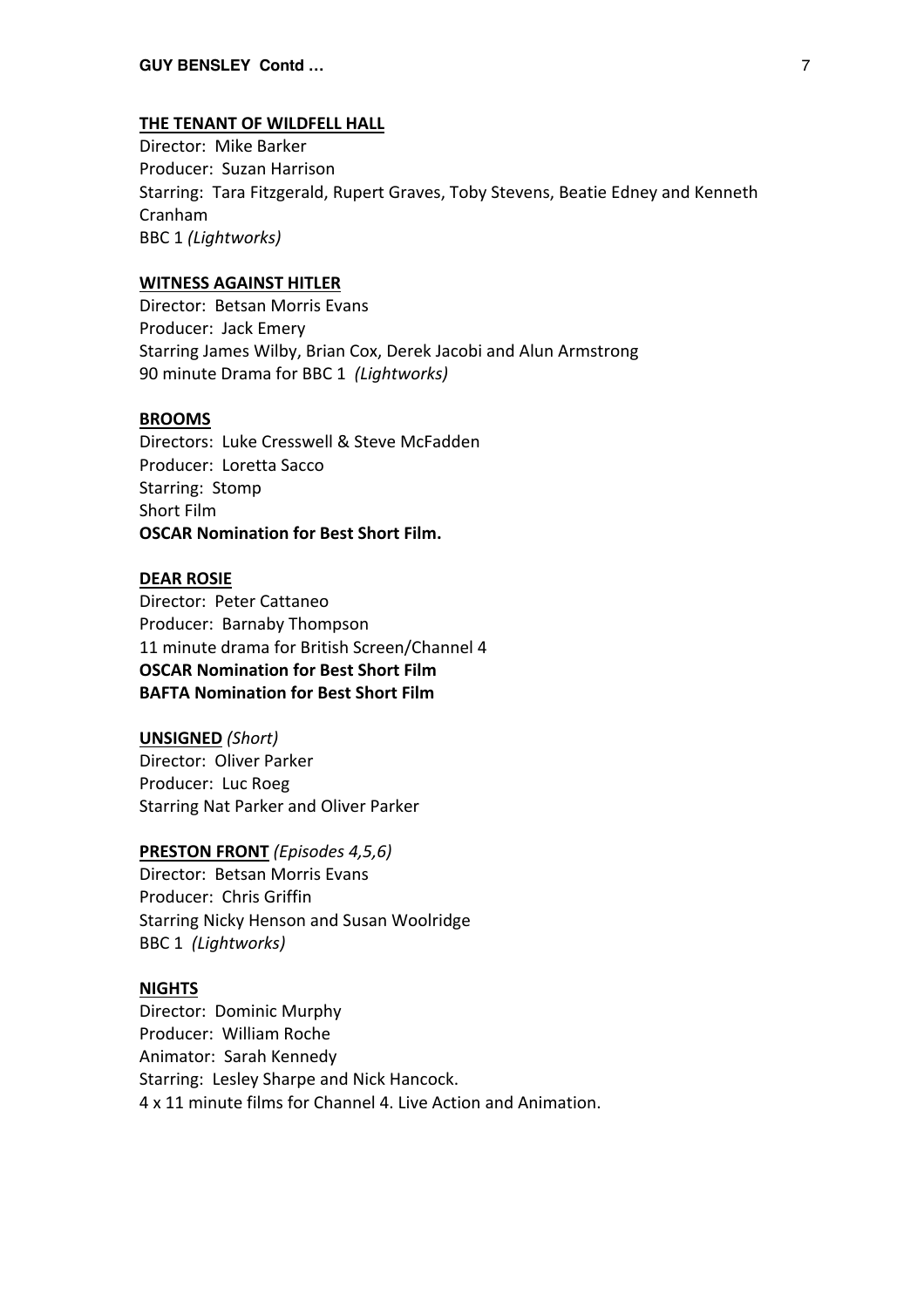**THE TENANT OF WILDFELL HALL**
Director: Mike Barker
Producer: Suzan Harrison
Starring: Tara Fitzgerald, Rupert Graves, Toby Stevens, Beatie Edney and Kenneth Cranham
BBC 1 *(Lightworks)*

**WITNESS AGAINST HITLER**
Director: Betsan Morris Evans
Producer: Jack Emery
Starring James Wilby, Brian Cox, Derek Jacobi and Alun Armstrong
90 minute Drama for BBC 1 *(Lightworks)*

**BROOMS**
Directors: Luke Cresswell & Steve McFadden
Producer: Loretta Sacco
Starring: Stomp
Short Film
**OSCAR Nomination for Best Short Film.**

**DEAR ROSIE**
Director: Peter Cattaneo
Producer: Barnaby Thompson
11 minute drama for British Screen/Channel 4
**OSCAR Nomination for Best Short Film**
**BAFTA Nomination for Best Short Film**

**UNSIGNED** *(Short)*
Director: Oliver Parker
Producer: Luc Roeg
Starring Nat Parker and Oliver Parker

**PRESTON FRONT** *(Episodes 4,5,6)*
Director: Betsan Morris Evans
Producer: Chris Griffin
Starring Nicky Henson and Susan Woolridge
BBC 1 *(Lightworks)*

**NIGHTS**
Director: Dominic Murphy
Producer: William Roche
Animator: Sarah Kennedy
Starring: Lesley Sharpe and Nick Hancock.
4 x 11 minute films for Channel 4. Live Action and Animation.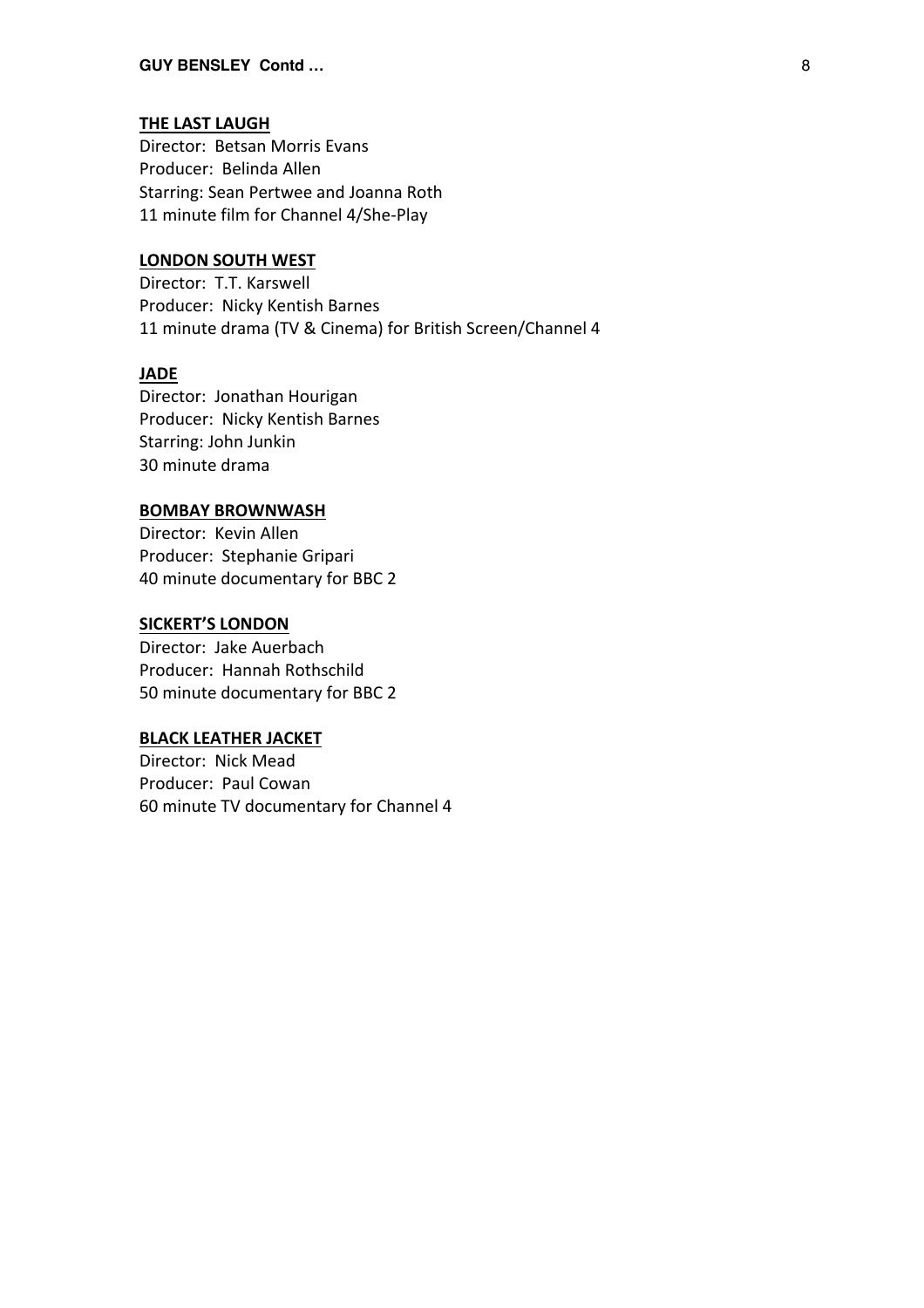**THE LAST LAUGH**
Director: Betsan Morris Evans
Producer: Belinda Allen
Starring: Sean Pertwee and Joanna Roth
11 minute film for Channel 4/She-Play

**LONDON SOUTH WEST**
Director: T.T. Karswell
Producer: Nicky Kentish Barnes
11 minute drama (TV & Cinema) for British Screen/Channel 4

**JADE**
Director: Jonathan Hourigan
Producer: Nicky Kentish Barnes
Starring: John Junkin
30 minute drama

**BOMBAY BROWNWASH**
Director: Kevin Allen
Producer: Stephanie Gripari
40 minute documentary for BBC 2

**SICKERT'S LONDON**
Director: Jake Auerbach
Producer: Hannah Rothschild
50 minute documentary for BBC 2

**BLACK LEATHER JACKET**
Director: Nick Mead
Producer: Paul Cowan
60 minute TV documentary for Channel 4